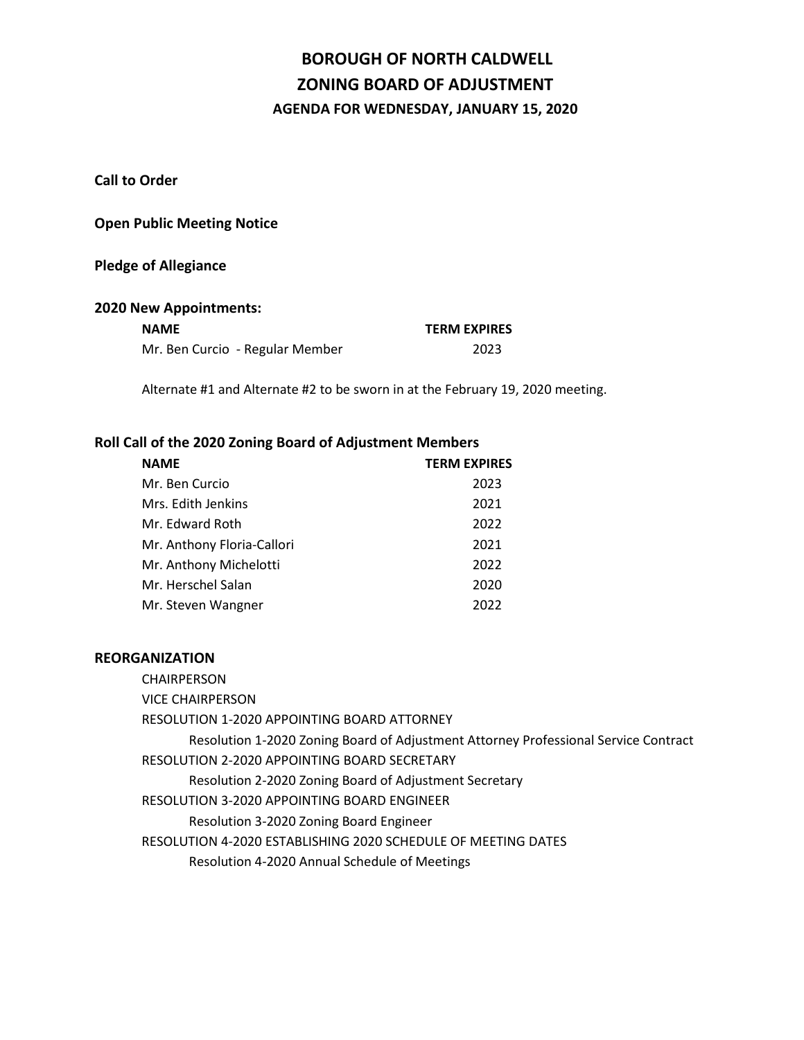# BOROUGH OF NORTH CALDWELL
# ZONING BOARD OF ADJUSTMENT
### AGENDA FOR WEDNESDAY, JANUARY 15, 2020

**Call to Order**

**Open Public Meeting Notice**

**Pledge of Allegiance**

**2020 New Appointments:**

| NAME | TERM EXPIRES |
|---|---|
| Mr. Ben Curcio - Regular Member | 2023 |

Alternate #1 and Alternate #2 to be sworn in at the February 19, 2020 meeting.

**Roll Call of the 2020 Zoning Board of Adjustment Members**

| NAME | TERM EXPIRES |
|---|---|
| Mr. Ben Curcio | 2023 |
| Mrs. Edith Jenkins | 2021 |
| Mr. Edward Roth | 2022 |
| Mr. Anthony Floria-Callori | 2021 |
| Mr. Anthony Michelotti | 2022 |
| Mr. Herschel Salan | 2020 |
| Mr. Steven Wangner | 2022 |

**REORGANIZATION**

CHAIRPERSON

VICE CHAIRPERSON

RESOLUTION 1-2020 APPOINTING BOARD ATTORNEY

- Resolution 1-2020 Zoning Board of Adjustment Attorney Professional Service Contract

RESOLUTION 2-2020 APPOINTING BOARD SECRETARY

- Resolution 2-2020 Zoning Board of Adjustment Secretary

RESOLUTION 3-2020 APPOINTING BOARD ENGINEER

- Resolution 3-2020 Zoning Board Engineer

RESOLUTION 4-2020 ESTABLISHING 2020 SCHEDULE OF MEETING DATES

- Resolution 4-2020 Annual Schedule of Meetings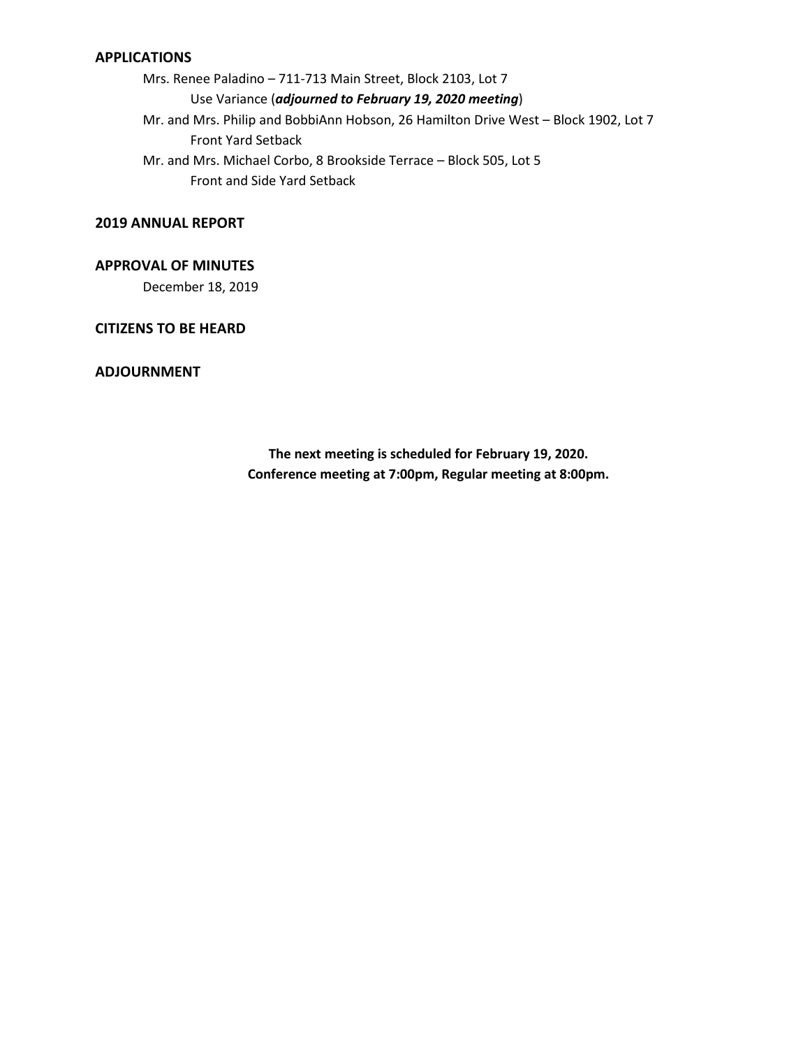## APPLICATIONS

Mrs. Renee Paladino – 711-713 Main Street, Block 2103, Lot 7
 Use Variance (***adjourned to February 19, 2020 meeting***)

Mr. and Mrs. Philip and BobbiAnn Hobson, 26 Hamilton Drive West – Block 1902, Lot 7
 Front Yard Setback

Mr. and Mrs. Michael Corbo, 8 Brookside Terrace – Block 505, Lot 5
 Front and Side Yard Setback

## 2019 ANNUAL REPORT

## APPROVAL OF MINUTES

December 18, 2019

## CITIZENS TO BE HEARD

## ADJOURNMENT

**The next meeting is scheduled for February 19, 2020.**
**Conference meeting at 7:00pm, Regular meeting at 8:00pm.**